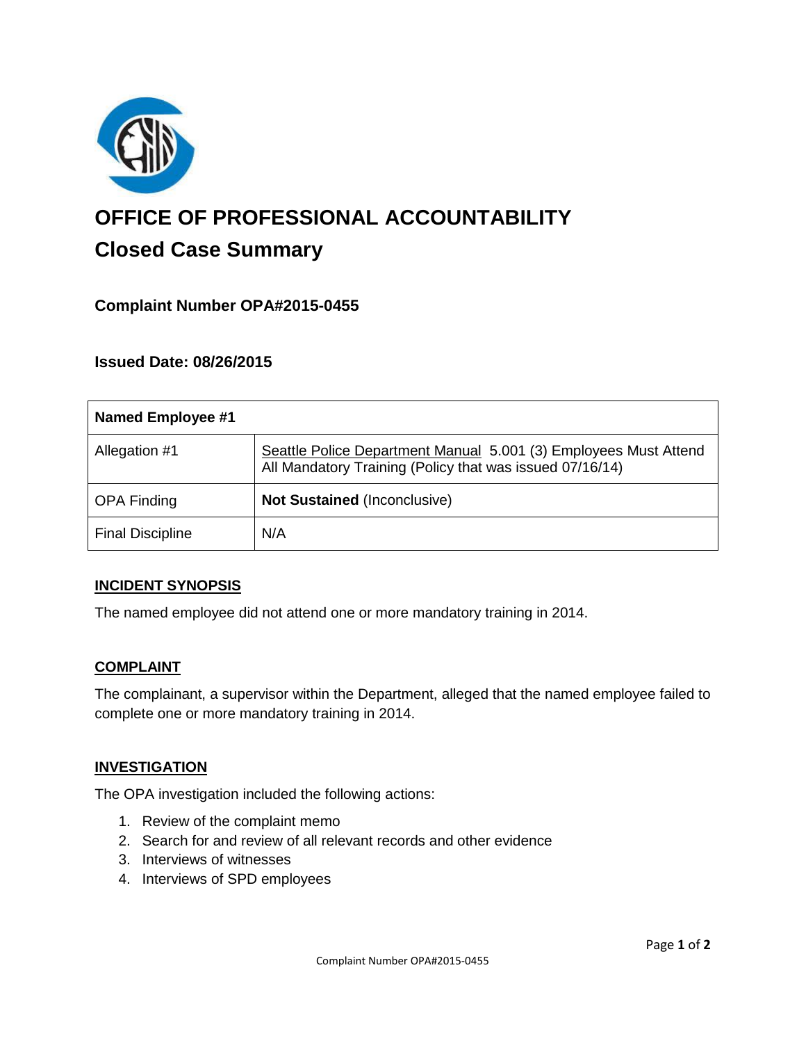# OFFICE OF PROFESSIONAL ACCOUNTABILITY

## Closed Case Summary

### Complaint Number OPA#2015-0455

### Issued Date: 08/26/2015

| Named Employee #1 | |
|---|---|
| Allegation #1 | Seattle Police Department Manual 5.001 (3) Employees Must Attend All Mandatory Training (Policy that was issued 07/16/14) |
| OPA Finding | **Not Sustained** (Inconclusive) |
| Final Discipline | N/A |

**INCIDENT SYNOPSIS**

The named employee did not attend one or more mandatory training in 2014.

**COMPLAINT**

The complainant, a supervisor within the Department, alleged that the named employee failed to complete one or more mandatory training in 2014.

**INVESTIGATION**

The OPA investigation included the following actions:

1. Review of the complaint memo
2. Search for and review of all relevant records and other evidence
3. Interviews of witnesses
4. Interviews of SPD employees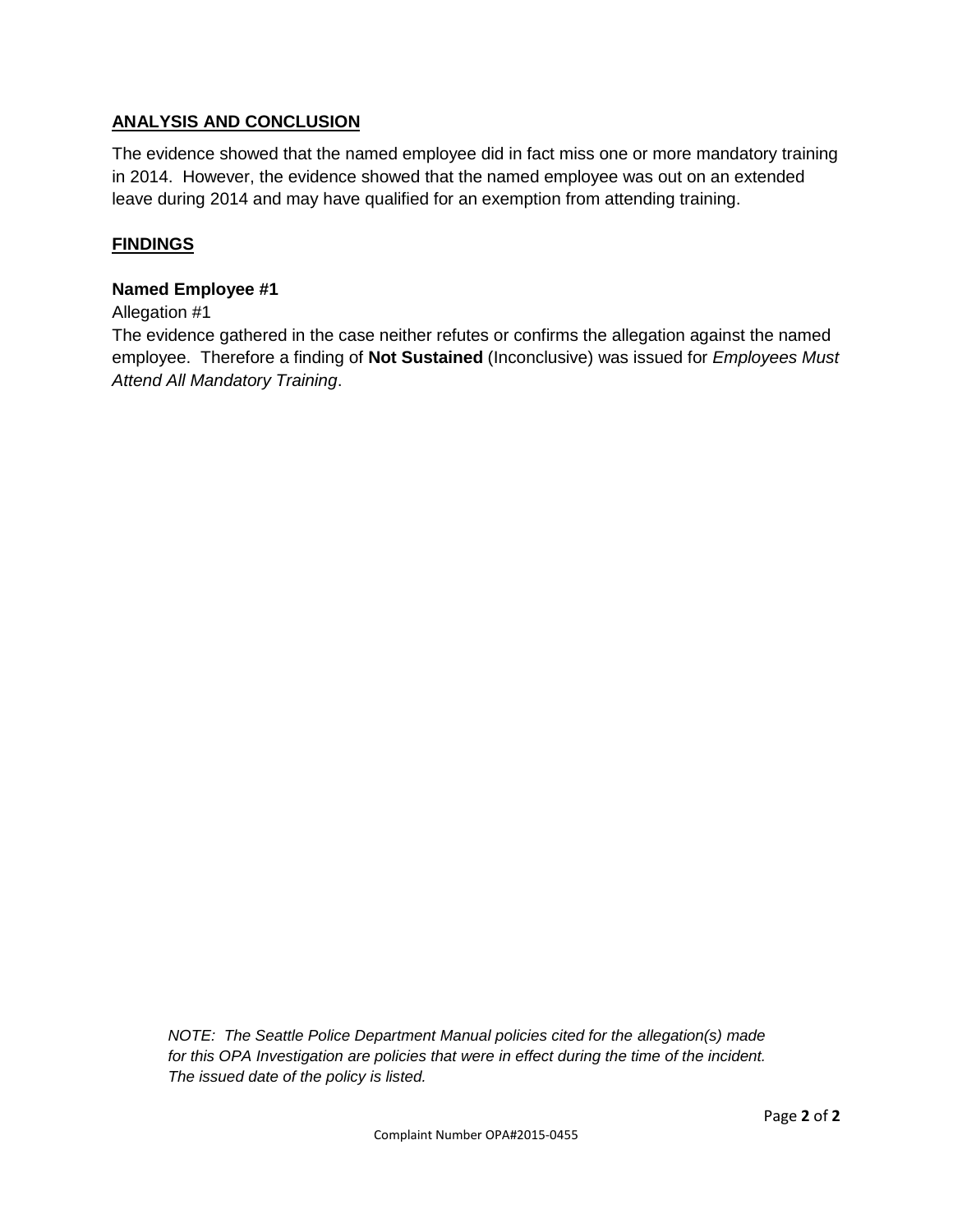## ANALYSIS AND CONCLUSION

The evidence showed that the named employee did in fact miss one or more mandatory training in 2014. However, the evidence showed that the named employee was out on an extended leave during 2014 and may have qualified for an exemption from attending training.

## FINDINGS

**Named Employee #1**

Allegation #1

The evidence gathered in the case neither refutes or confirms the allegation against the named employee. Therefore a finding of **Not Sustained** (Inconclusive) was issued for *Employees Must Attend All Mandatory Training*.

*NOTE: The Seattle Police Department Manual policies cited for the allegation(s) made for this OPA Investigation are policies that were in effect during the time of the incident. The issued date of the policy is listed.*

Complaint Number OPA#2015-0455